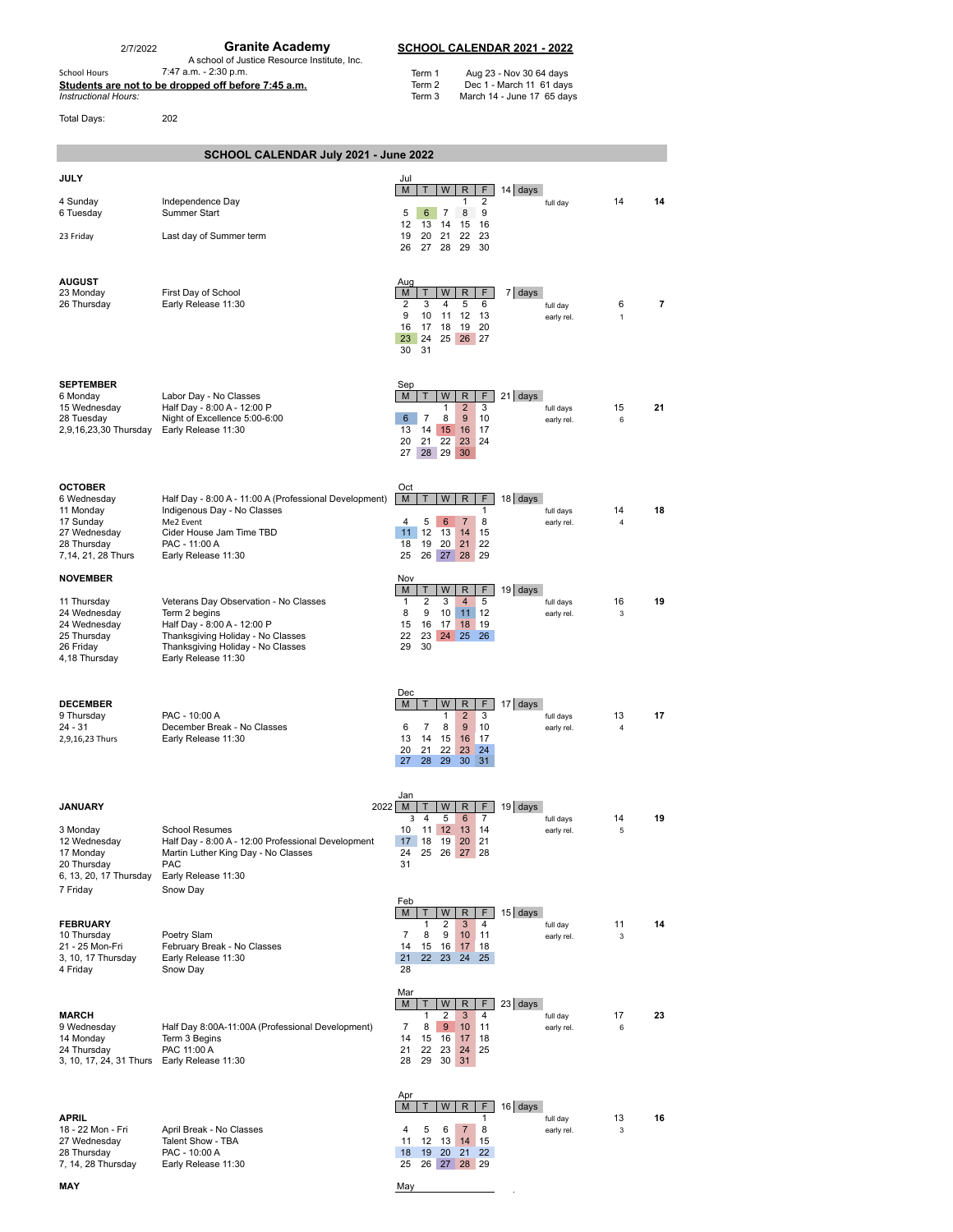2/7/2022

# Granite Academy

A school of Justice Resource Institute, Inc.

## SCHOOL CALENDAR 2021 - 2022

School Hours 7:47 a.m. - 2:30 p.m.

**Students are not to be dropped off before 7:45 a.m.**

*Instructional Hours:*

Total Days: 202

| Term | Dates | Days |
|---|---|---|
| Term 1 | Aug 23 - Nov 30 | 64 days |
| Term 2 | Dec 1 - March 11 | 61 days |
| Term 3 | March 14 - June 17 | 65 days |

## SCHOOL CALENDAR July 2021 - June 2022

### JULY

- 4 Sunday — Independence Day
- 6 Tuesday — Summer Start
- 23 Friday — Last day of Summer term

Jul — 14 days

| M | T | W | R | F |
|---|---|---|---|---|
| | | | 1 | 2 |
| 5 | 6 | 7 | 8 | 9 |
| 12 | 13 | 14 | 15 | 16 |
| 19 | 20 | 21 | 22 | 23 |
| 26 | 27 | 28 | 29 | 30 |

full day: 14 — Total: 14

### AUGUST

- 23 Monday — First Day of School
- 26 Thursday — Early Release 11:30

Aug — 7 days

| M | T | W | R | F |
|---|---|---|---|---|
| 2 | 3 | 4 | 5 | 6 |
| 9 | 10 | 11 | 12 | 13 |
| 16 | 17 | 18 | 19 | 20 |
| 23 | 24 | 25 | 26 | 27 |
| 30 | 31 | | | |

full day: 6; early rel.: 1 — Total: 7

### SEPTEMBER

- 6 Monday — Labor Day - No Classes
- 15 Wednesday — Half Day - 8:00 A - 12:00 P
- 28 Tuesday — Night of Excellence 5:00-6:00
- 2,9,16,23,30 Thursday — Early Release 11:30

Sep — 21 days

| M | T | W | R | F |
|---|---|---|---|---|
| | | 1 | 2 | 3 |
| 6 | 7 | 8 | 9 | 10 |
| 13 | 14 | 15 | 16 | 17 |
| 20 | 21 | 22 | 23 | 24 |
| 27 | 28 | 29 | 30 | |

full days: 15; early rel.: 6 — Total: 21

### OCTOBER

- 6 Wednesday — Half Day - 8:00 A - 11:00 A (Professional Development)
- 11 Monday — Indigenous Day - No Classes
- 17 Sunday — Me2 Event
- 27 Wednesday — Cider House Jam Time TBD
- 28 Thursday — PAC - 11:00 A
- 7,14, 21, 28 Thurs — Early Release 11:30

Oct — 18 days

| M | T | W | R | F |
|---|---|---|---|---|
| | | | | 1 |
| 4 | 5 | 6 | 7 | 8 |
| 11 | 12 | 13 | 14 | 15 |
| 18 | 19 | 20 | 21 | 22 |
| 25 | 26 | 27 | 28 | 29 |

full days: 14; early rel.: 4 — Total: 18

### NOVEMBER

- 11 Thursday — Veterans Day Observation - No Classes
- 24 Wednesday — Term 2 begins
- 24 Wednesday — Half Day - 8:00 A - 12:00 P
- 25 Thursday — Thanksgiving Holiday - No Classes
- 26 Friday — Thanksgiving Holiday - No Classes
- 4,18 Thursday — Early Release 11:30

Nov — 19 days

| M | T | W | R | F |
|---|---|---|---|---|
| 1 | 2 | 3 | 4 | 5 |
| 8 | 9 | 10 | 11 | 12 |
| 15 | 16 | 17 | 18 | 19 |
| 22 | 23 | 24 | 25 | 26 |
| 29 | 30 | | | |

full days: 16; early rel.: 3 — Total: 19

### DECEMBER

- 9 Thursday — PAC - 10:00 A
- 24 - 31 — December Break - No Classes
- 2,9,16,23 Thurs — Early Release 11:30

Dec — 17 days

| M | T | W | R | F |
|---|---|---|---|---|
| | | 1 | 2 | 3 |
| 6 | 7 | 8 | 9 | 10 |
| 13 | 14 | 15 | 16 | 17 |
| 20 | 21 | 22 | 23 | 24 |
| 27 | 28 | 29 | 30 | 31 |

full days: 13; early rel.: 4 — Total: 17

### JANUARY

- 3 Monday — School Resumes
- 12 Wednesday — Half Day - 8:00 A - 12:00 Professional Development
- 17 Monday — Martin Luther King Day - No Classes
- 20 Thursday — PAC
- 6, 13, 20, 17 Thursday — Early Release 11:30
- 7 Friday — Snow Day

Jan 2022 — 19 days

| M | T | W | R | F |
|---|---|---|---|---|
| 3 | 4 | 5 | 6 | 7 |
| 10 | 11 | 12 | 13 | 14 |
| 17 | 18 | 19 | 20 | 21 |
| 24 | 25 | 26 | 27 | 28 |
| 31 | | | | |

full days: 14; early rel.: 5 — Total: 19

### FEBRUARY

- 10 Thursday — Poetry Slam
- 21 - 25 Mon-Fri — February Break - No Classes
- 3, 10, 17 Thursday — Early Release 11:30
- 4 Friday — Snow Day

Feb — 15 days

| M | T | W | R | F |
|---|---|---|---|---|
| | 1 | 2 | 3 | 4 |
| 7 | 8 | 9 | 10 | 11 |
| 14 | 15 | 16 | 17 | 18 |
| 21 | 22 | 23 | 24 | 25 |
| 28 | | | | |

full day: 11; early rel.: 3 — Total: 14

### MARCH

- 9 Wednesday — Half Day 8:00A-11:00A (Professional Development)
- 14 Monday — Term 3 Begins
- 24 Thursday — PAC 11:00 A
- 3, 10, 17, 24, 31 Thurs — Early Release 11:30

Mar — 23 days

| M | T | W | R | F |
|---|---|---|---|---|
| | 1 | 2 | 3 | 4 |
| 7 | 8 | 9 | 10 | 11 |
| 14 | 15 | 16 | 17 | 18 |
| 21 | 22 | 23 | 24 | 25 |
| 28 | 29 | 30 | 31 | |

full day: 17; early rel.: 6 — Total: 23

### APRIL

- 18 - 22 Mon - Fri — April Break - No Classes
- 27 Wednesday — Talent Show - TBA
- 28 Thursday — PAC - 10:00 A
- 7, 14, 28 Thursday — Early Release 11:30

Apr — 16 days

| M | T | W | R | F |
|---|---|---|---|---|
| | | | | 1 |
| 4 | 5 | 6 | 7 | 8 |
| 11 | 12 | 13 | 14 | 15 |
| 18 | 19 | 20 | 21 | 22 |
| 25 | 26 | 27 | 28 | 29 |

full day: 13; early rel.: 3 — Total: 16

### MAY

May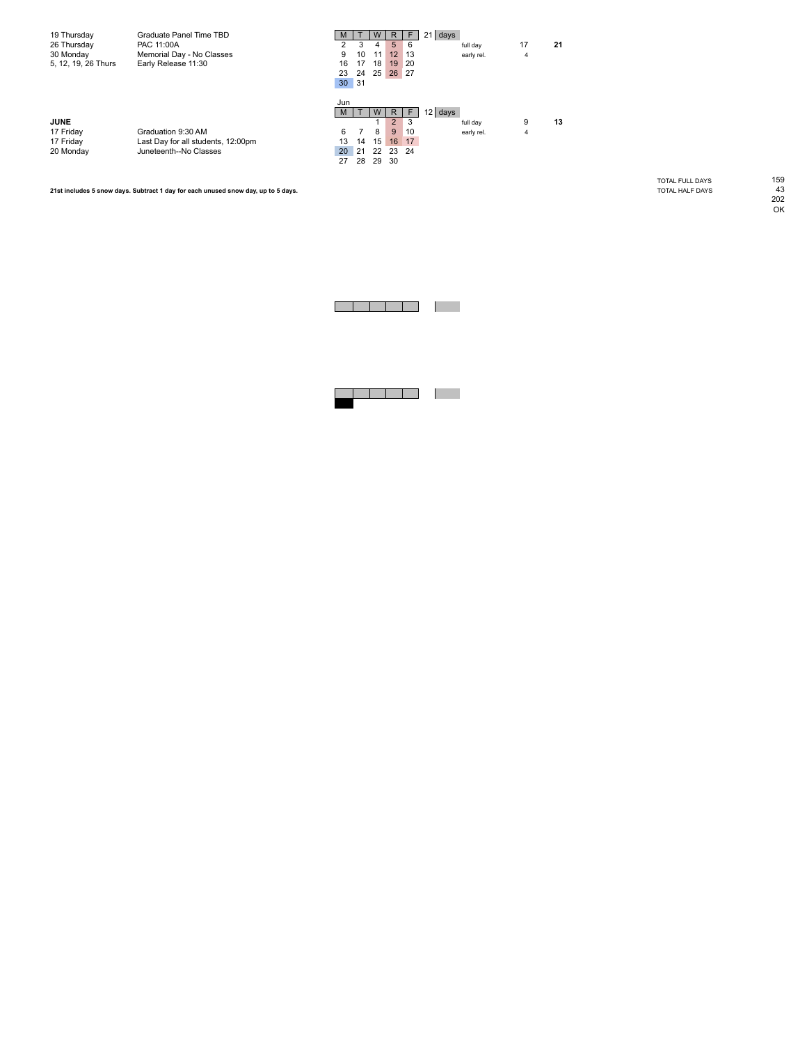| | |
|---|---|
| 19 Thursday | Graduate Panel Time TBD |
| 26 Thursday | PAC 11:00A |
| 30 Monday | Memorial Day - No Classes |
| 5, 12, 19, 26 Thurs | Early Release 11:30 |

| M | T | W | R | F | 21 days | | | |
|---|---|---|---|---|---|---|---|---|
| 2 | 3 | 4 | 5 | 6 | | full day | 17 | **21** |
| 9 | 10 | 11 | 12 | 13 | | early rel. | 4 | |
| 16 | 17 | 18 | 19 | 20 | | | | |
| 23 | 24 | 25 | 26 | 27 | | | | |
| 30 | 31 | | | | | | | |

**JUNE**

| | |
|---|---|
| 17 Friday | Graduation 9:30 AM |
| 17 Friday | Last Day for all students, 12:00pm |
| 20 Monday | Juneteenth--No Classes |

Jun

| M | T | W | R | F | 12 days | | | |
|---|---|---|---|---|---|---|---|---|
| | | 1 | 2 | 3 | | full day | 9 | **13** |
| 6 | 7 | 8 | 9 | 10 | | early rel. | 4 | |
| 13 | 14 | 15 | 16 | 17 | | | | |
| 20 | 21 | 22 | 23 | 24 | | | | |
| 27 | 28 | 29 | 30 | | | | | |

**21st includes 5 snow days. Subtract 1 day for each unused snow day, up to 5 days.**

| | |
|---|---|
| TOTAL FULL DAYS | 159 |
| TOTAL HALF DAYS | 43 |
| | 202 |
| | OK |